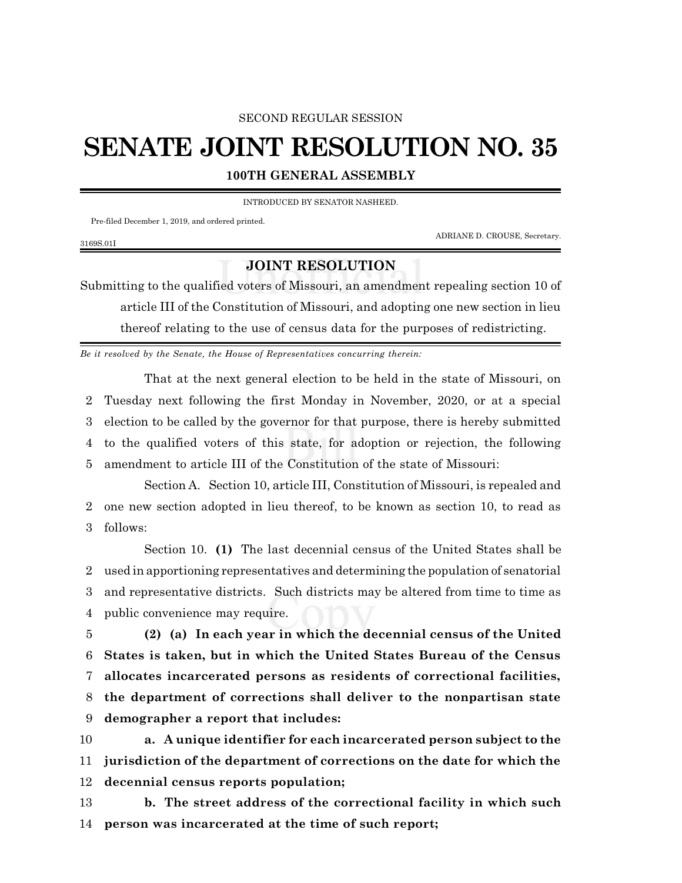SECOND REGULAR SESSION

# SENATE JOINT RESOLUTION NO. 35

**100TH GENERAL ASSEMBLY**

INTRODUCED BY SENATOR NASHEED.

Pre-filed December 1, 2019, and ordered printed.

ADRIANE D. CROUSE, Secretary.

3169S.01I

## JOINT RESOLUTION

Submitting to the qualified voters of Missouri, an amendment repealing section 10 of article III of the Constitution of Missouri, and adopting one new section in lieu thereof relating to the use of census data for the purposes of redistricting.

*Be it resolved by the Senate, the House of Representatives concurring therein:*

That at the next general election to be held in the state of Missouri, on Tuesday next following the first Monday in November, 2020, or at a special election to be called by the governor for that purpose, there is hereby submitted to the qualified voters of this state, for adoption or rejection, the following amendment to article III of the Constitution of the state of Missouri:

Section A. Section 10, article III, Constitution of Missouri, is repealed and one new section adopted in lieu thereof, to be known as section 10, to read as follows:

Section 10. **(1)** The last decennial census of the United States shall be used in apportioning representatives and determining the population of senatorial and representative districts. Such districts may be altered from time to time as public convenience may require.

**(2) (a) In each year in which the decennial census of the United States is taken, but in which the United States Bureau of the Census allocates incarcerated persons as residents of correctional facilities, the department of corrections shall deliver to the nonpartisan state demographer a report that includes:**

**a. A unique identifier for each incarcerated person subject to the jurisdiction of the department of corrections on the date for which the decennial census reports population;**

**b. The street address of the correctional facility in which such person was incarcerated at the time of such report;**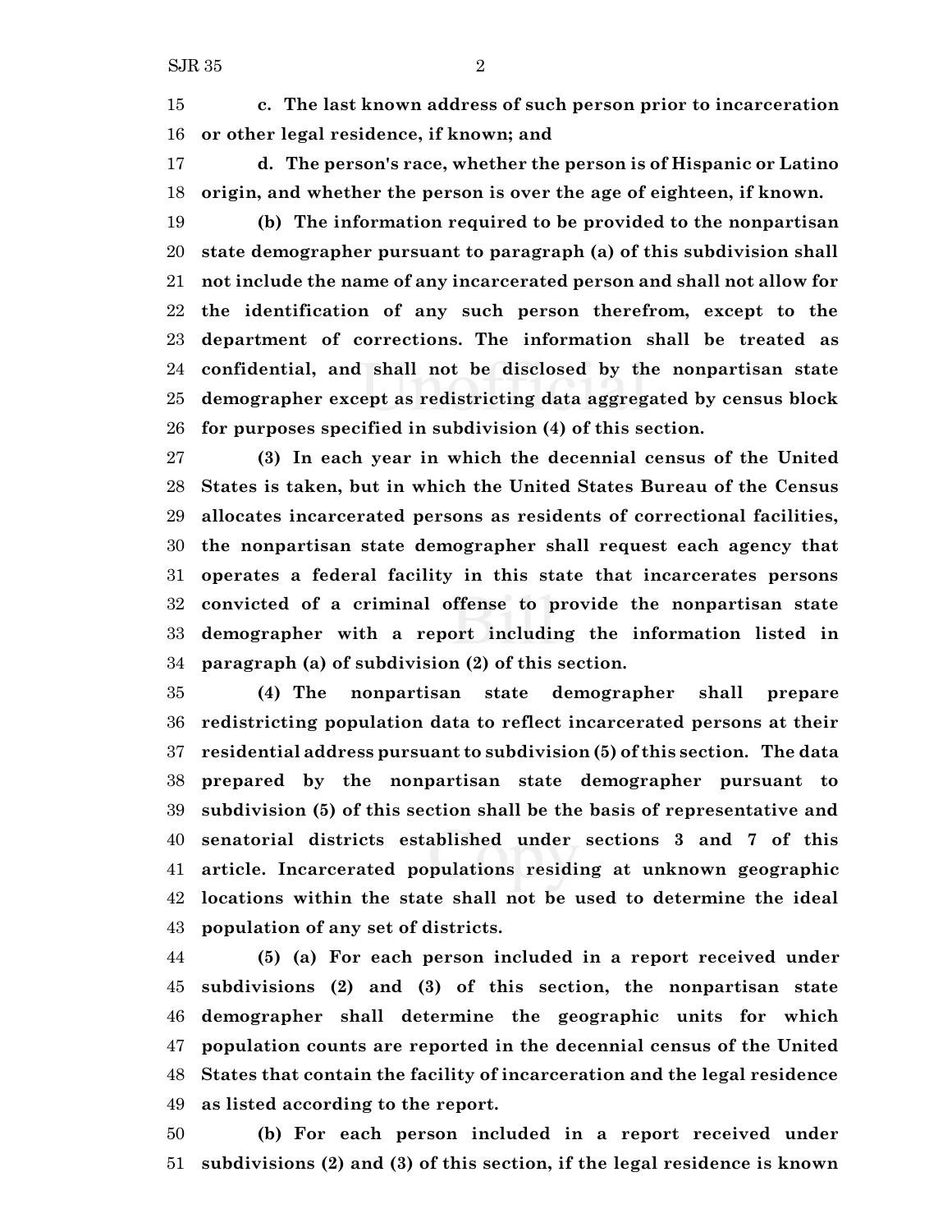**c. The last known address of such person prior to incarceration or other legal residence, if known; and**

**d. The person's race, whether the person is of Hispanic or Latino origin, and whether the person is over the age of eighteen, if known.**

**(b) The information required to be provided to the nonpartisan state demographer pursuant to paragraph (a) of this subdivision shall not include the name of any incarcerated person and shall not allow for the identification of any such person therefrom, except to the department of corrections. The information shall be treated as confidential, and shall not be disclosed by the nonpartisan state demographer except as redistricting data aggregated by census block for purposes specified in subdivision (4) of this section.**

**(3) In each year in which the decennial census of the United States is taken, but in which the United States Bureau of the Census allocates incarcerated persons as residents of correctional facilities, the nonpartisan state demographer shall request each agency that operates a federal facility in this state that incarcerates persons convicted of a criminal offense to provide the nonpartisan state demographer with a report including the information listed in paragraph (a) of subdivision (2) of this section.**

**(4) The nonpartisan state demographer shall prepare redistricting population data to reflect incarcerated persons at their residential address pursuant to subdivision (5) of this section. The data prepared by the nonpartisan state demographer pursuant to subdivision (5) of this section shall be the basis of representative and senatorial districts established under sections 3 and 7 of this article. Incarcerated populations residing at unknown geographic locations within the state shall not be used to determine the ideal population of any set of districts.**

**(5) (a) For each person included in a report received under subdivisions (2) and (3) of this section, the nonpartisan state demographer shall determine the geographic units for which population counts are reported in the decennial census of the United States that contain the facility of incarceration and the legal residence as listed according to the report.**

**(b) For each person included in a report received under subdivisions (2) and (3) of this section, if the legal residence is known**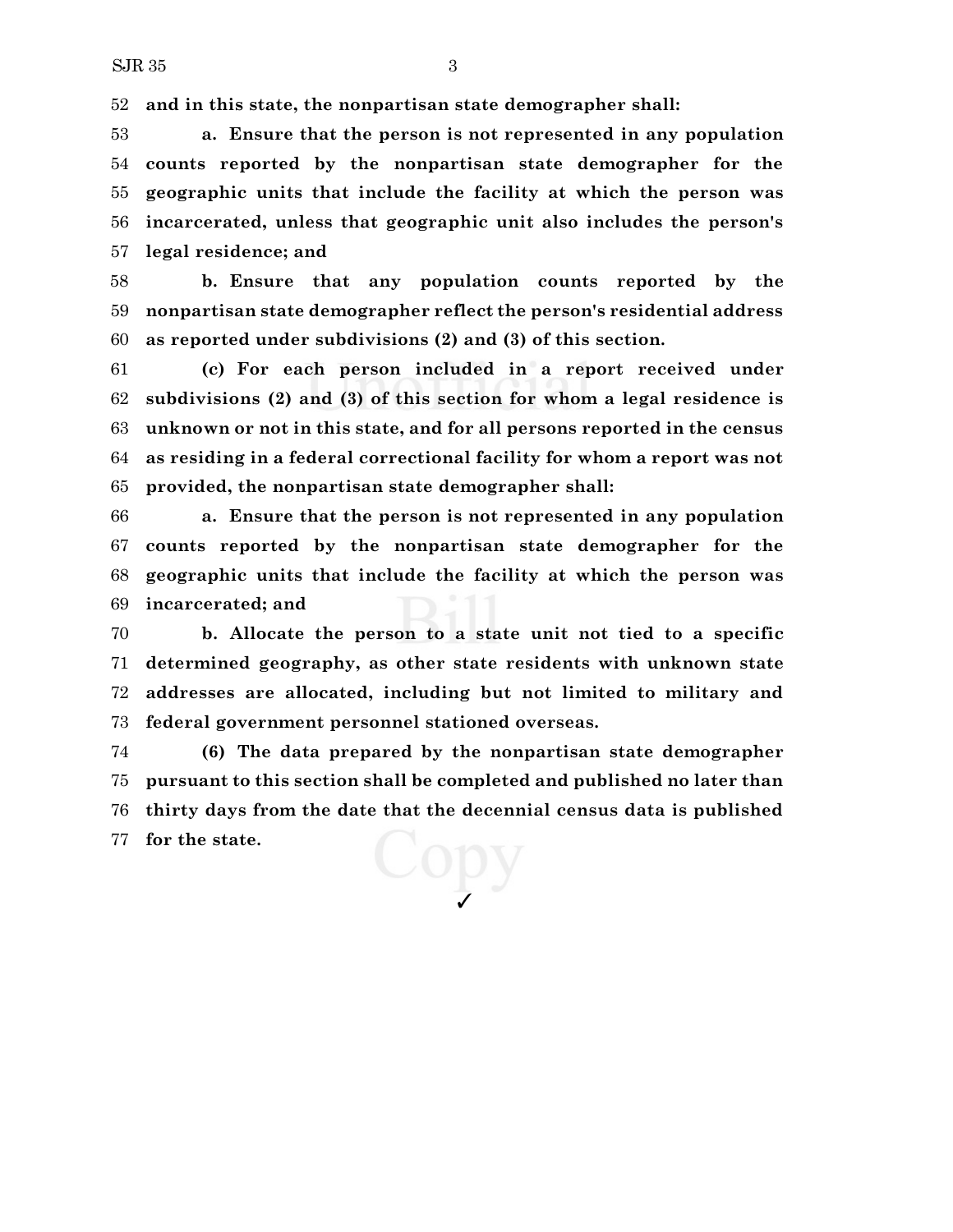**and in this state, the nonpartisan state demographer shall:**

**a. Ensure that the person is not represented in any population counts reported by the nonpartisan state demographer for the geographic units that include the facility at which the person was incarcerated, unless that geographic unit also includes the person's legal residence; and**

**b. Ensure that any population counts reported by the nonpartisan state demographer reflect the person's residential address as reported under subdivisions (2) and (3) of this section.**

**(c) For each person included in a report received under subdivisions (2) and (3) of this section for whom a legal residence is unknown or not in this state, and for all persons reported in the census as residing in a federal correctional facility for whom a report was not provided, the nonpartisan state demographer shall:**

**a. Ensure that the person is not represented in any population counts reported by the nonpartisan state demographer for the geographic units that include the facility at which the person was incarcerated; and**

**b. Allocate the person to a state unit not tied to a specific determined geography, as other state residents with unknown state addresses are allocated, including but not limited to military and federal government personnel stationed overseas.**

**(6) The data prepared by the nonpartisan state demographer pursuant to this section shall be completed and published no later than thirty days from the date that the decennial census data is published for the state.**

✓